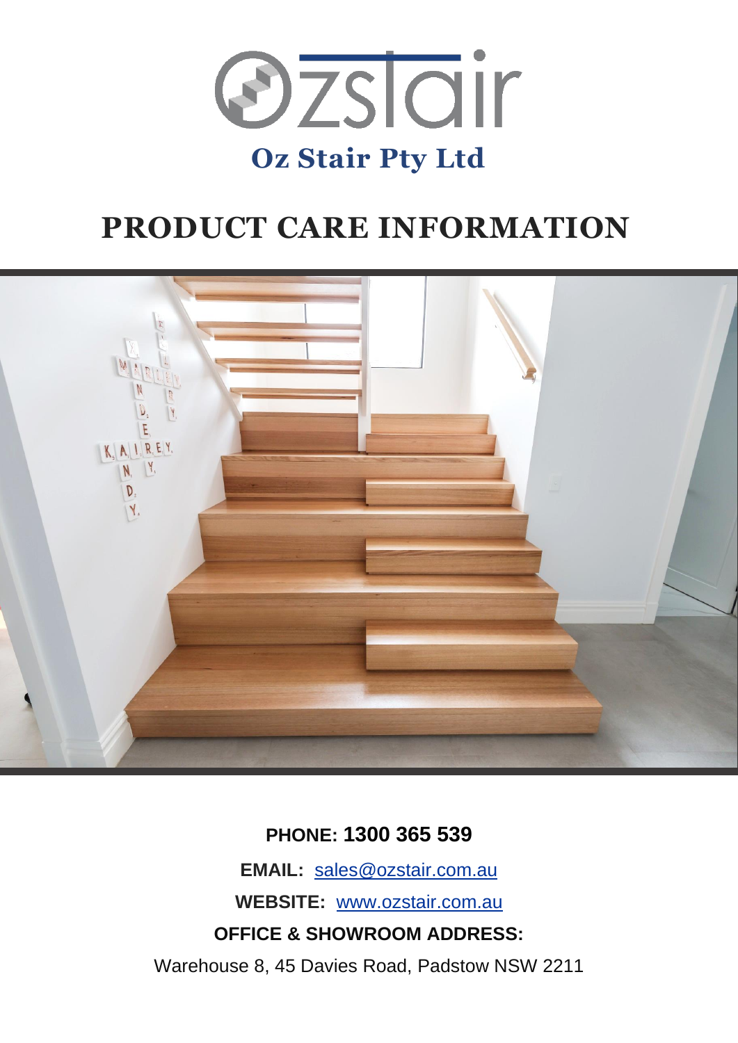# Oz Stair Pty Ltd

# PRODUCT CARE INFORMATION

**PHONE: 1300 365 539**

**EMAIL:** sales@ozstair.com.au

**WEBSITE:** www.ozstair.com.au

**OFFICE & SHOWROOM ADDRESS:**

Warehouse 8, 45 Davies Road, Padstow NSW 2211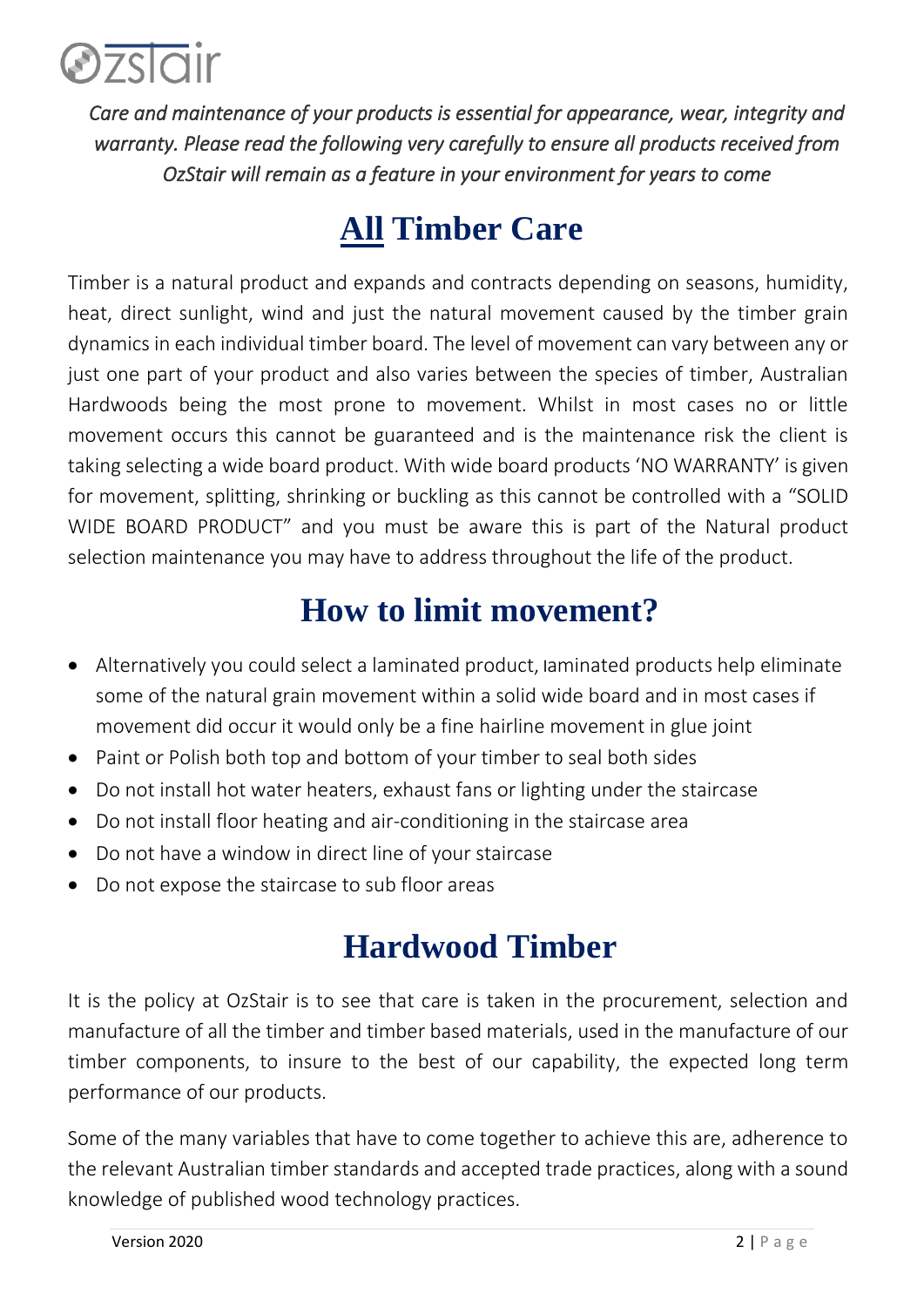*Care and maintenance of your products is essential for appearance, wear, integrity and warranty. Please read the following very carefully to ensure all products received from OzStair will remain as a feature in your environment for years to come*

# All Timber Care

Timber is a natural product and expands and contracts depending on seasons, humidity, heat, direct sunlight, wind and just the natural movement caused by the timber grain dynamics in each individual timber board. The level of movement can vary between any or just one part of your product and also varies between the species of timber, Australian Hardwoods being the most prone to movement. Whilst in most cases no or little movement occurs this cannot be guaranteed and is the maintenance risk the client is taking selecting a wide board product. With wide board products 'NO WARRANTY' is given for movement, splitting, shrinking or buckling as this cannot be controlled with a "SOLID WIDE BOARD PRODUCT" and you must be aware this is part of the Natural product selection maintenance you may have to address throughout the life of the product.

# How to limit movement?

- Alternatively you could select a laminated product, laminated products help eliminate some of the natural grain movement within a solid wide board and in most cases if movement did occur it would only be a fine hairline movement in glue joint
- Paint or Polish both top and bottom of your timber to seal both sides
- Do not install hot water heaters, exhaust fans or lighting under the staircase
- Do not install floor heating and air-conditioning in the staircase area
- Do not have a window in direct line of your staircase
- Do not expose the staircase to sub floor areas

# Hardwood Timber

It is the policy at OzStair is to see that care is taken in the procurement, selection and manufacture of all the timber and timber based materials, used in the manufacture of our timber components, to insure to the best of our capability, the expected long term performance of our products.

Some of the many variables that have to come together to achieve this are, adherence to the relevant Australian timber standards and accepted trade practices, along with a sound knowledge of published wood technology practices.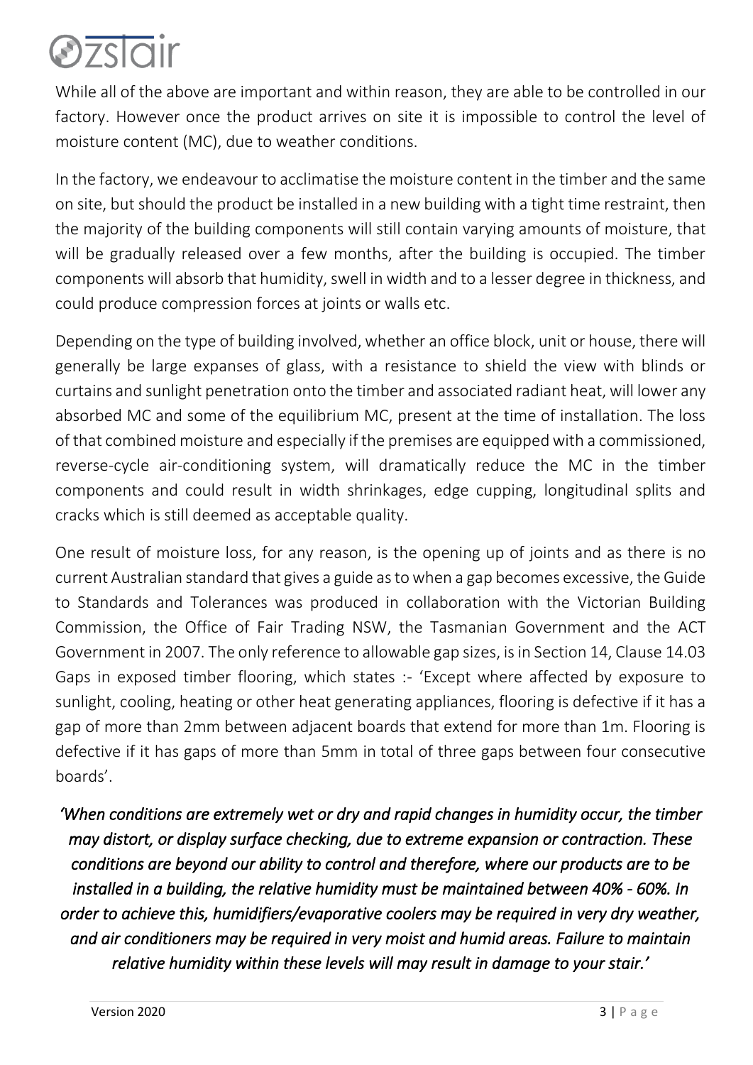While all of the above are important and within reason, they are able to be controlled in our factory. However once the product arrives on site it is impossible to control the level of moisture content (MC), due to weather conditions.

In the factory, we endeavour to acclimatise the moisture content in the timber and the same on site, but should the product be installed in a new building with a tight time restraint, then the majority of the building components will still contain varying amounts of moisture, that will be gradually released over a few months, after the building is occupied. The timber components will absorb that humidity, swell in width and to a lesser degree in thickness, and could produce compression forces at joints or walls etc.

Depending on the type of building involved, whether an office block, unit or house, there will generally be large expanses of glass, with a resistance to shield the view with blinds or curtains and sunlight penetration onto the timber and associated radiant heat, will lower any absorbed MC and some of the equilibrium MC, present at the time of installation. The loss of that combined moisture and especially if the premises are equipped with a commissioned, reverse-cycle air-conditioning system, will dramatically reduce the MC in the timber components and could result in width shrinkages, edge cupping, longitudinal splits and cracks which is still deemed as acceptable quality.

One result of moisture loss, for any reason, is the opening up of joints and as there is no current Australian standard that gives a guide as to when a gap becomes excessive, the Guide to Standards and Tolerances was produced in collaboration with the Victorian Building Commission, the Office of Fair Trading NSW, the Tasmanian Government and the ACT Government in 2007. The only reference to allowable gap sizes, is in Section 14, Clause 14.03 Gaps in exposed timber flooring, which states :- 'Except where affected by exposure to sunlight, cooling, heating or other heat generating appliances, flooring is defective if it has a gap of more than 2mm between adjacent boards that extend for more than 1m. Flooring is defective if it has gaps of more than 5mm in total of three gaps between four consecutive boards'.

*'When conditions are extremely wet or dry and rapid changes in humidity occur, the timber may distort, or display surface checking, due to extreme expansion or contraction. These conditions are beyond our ability to control and therefore, where our products are to be installed in a building, the relative humidity must be maintained between 40% - 60%. In order to achieve this, humidifiers/evaporative coolers may be required in very dry weather, and air conditioners may be required in very moist and humid areas. Failure to maintain relative humidity within these levels will may result in damage to your stair.'*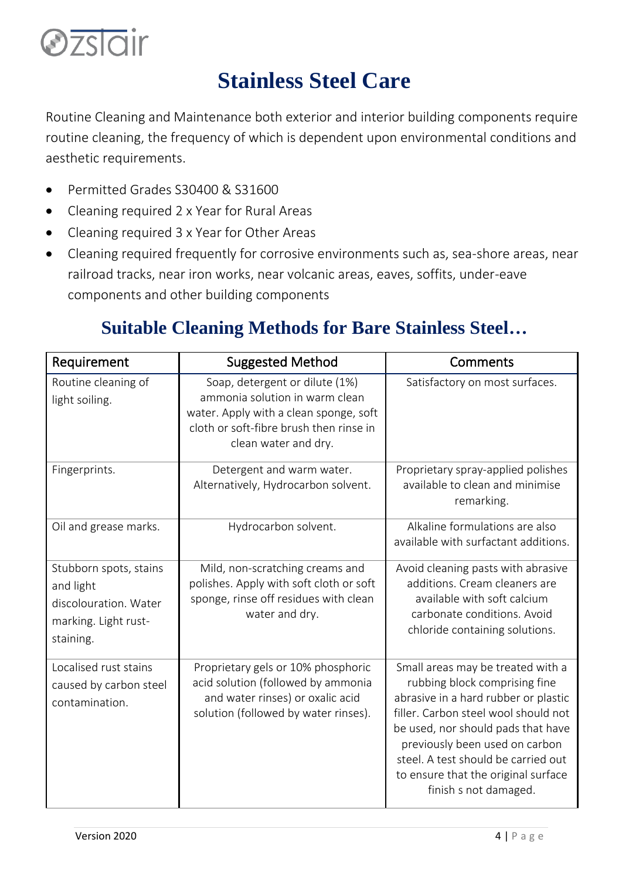# Stainless Steel Care

Routine Cleaning and Maintenance both exterior and interior building components require routine cleaning, the frequency of which is dependent upon environmental conditions and aesthetic requirements.

- Permitted Grades S30400 & S31600
- Cleaning required 2 x Year for Rural Areas
- Cleaning required 3 x Year for Other Areas
- Cleaning required frequently for corrosive environments such as, sea-shore areas, near railroad tracks, near iron works, near volcanic areas, eaves, soffits, under-eave components and other building components

## Suitable Cleaning Methods for Bare Stainless Steel…

| Requirement | Suggested Method | Comments |
| --- | --- | --- |
| Routine cleaning of light soiling. | Soap, detergent or dilute (1%) ammonia solution in warm clean water. Apply with a clean sponge, soft cloth or soft-fibre brush then rinse in clean water and dry. | Satisfactory on most surfaces. |
| Fingerprints. | Detergent and warm water. Alternatively, Hydrocarbon solvent. | Proprietary spray-applied polishes available to clean and minimise remarking. |
| Oil and grease marks. | Hydrocarbon solvent. | Alkaline formulations are also available with surfactant additions. |
| Stubborn spots, stains and light discolouration. Water marking. Light rust-staining. | Mild, non-scratching creams and polishes. Apply with soft cloth or soft sponge, rinse off residues with clean water and dry. | Avoid cleaning pasts with abrasive additions. Cream cleaners are available with soft calcium carbonate conditions. Avoid chloride containing solutions. |
| Localised rust stains caused by carbon steel contamination. | Proprietary gels or 10% phosphoric acid solution (followed by ammonia and water rinses) or oxalic acid solution (followed by water rinses). | Small areas may be treated with a rubbing block comprising fine abrasive in a hard rubber or plastic filler. Carbon steel wool should not be used, nor should pads that have previously been used on carbon steel. A test should be carried out to ensure that the original surface finish s not damaged. |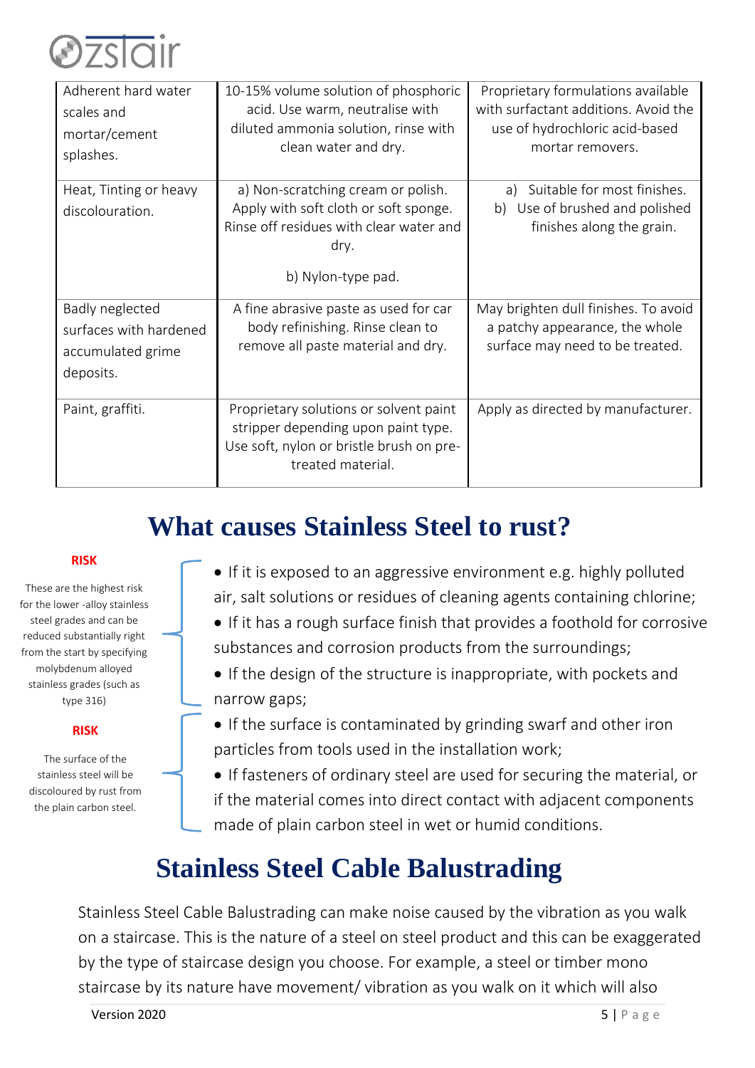| Adherent hard water scales and mortar/cement splashes. | 10-15% volume solution of phosphoric acid. Use warm, neutralise with diluted ammonia solution, rinse with clean water and dry. | Proprietary formulations available with surfactant additions. Avoid the use of hydrochloric acid-based mortar removers. |
|---|---|---|
| Heat, Tinting or heavy discolouration. | a) Non-scratching cream or polish. Apply with soft cloth or soft sponge. Rinse off residues with clear water and dry.<br><br>b) Nylon-type pad. | a) Suitable for most finishes.<br>b) Use of brushed and polished finishes along the grain. |
| Badly neglected surfaces with hardened accumulated grime deposits. | A fine abrasive paste as used for car body refinishing. Rinse clean to remove all paste material and dry. | May brighten dull finishes. To avoid a patchy appearance, the whole surface may need to be treated. |
| Paint, graffiti. | Proprietary solutions or solvent paint stripper depending upon paint type. Use soft, nylon or bristle brush on pre-treated material. | Apply as directed by manufacturer. |

# What causes Stainless Steel to rust?

**RISK**

These are the highest risk for the lower -alloy stainless steel grades and can be reduced substantially right from the start by specifying molybdenum alloyed stainless grades (such as type 316)

- If it is exposed to an aggressive environment e.g. highly polluted air, salt solutions or residues of cleaning agents containing chlorine;
- If it has a rough surface finish that provides a foothold for corrosive substances and corrosion products from the surroundings;
- If the design of the structure is inappropriate, with pockets and narrow gaps;

**RISK**

The surface of the stainless steel will be discoloured by rust from the plain carbon steel.

- If the surface is contaminated by grinding swarf and other iron particles from tools used in the installation work;
- If fasteners of ordinary steel are used for securing the material, or if the material comes into direct contact with adjacent components made of plain carbon steel in wet or humid conditions.

# Stainless Steel Cable Balustrading

Stainless Steel Cable Balustrading can make noise caused by the vibration as you walk on a staircase. This is the nature of a steel on steel product and this can be exaggerated by the type of staircase design you choose. For example, a steel or timber mono staircase by its nature have movement/ vibration as you walk on it which will also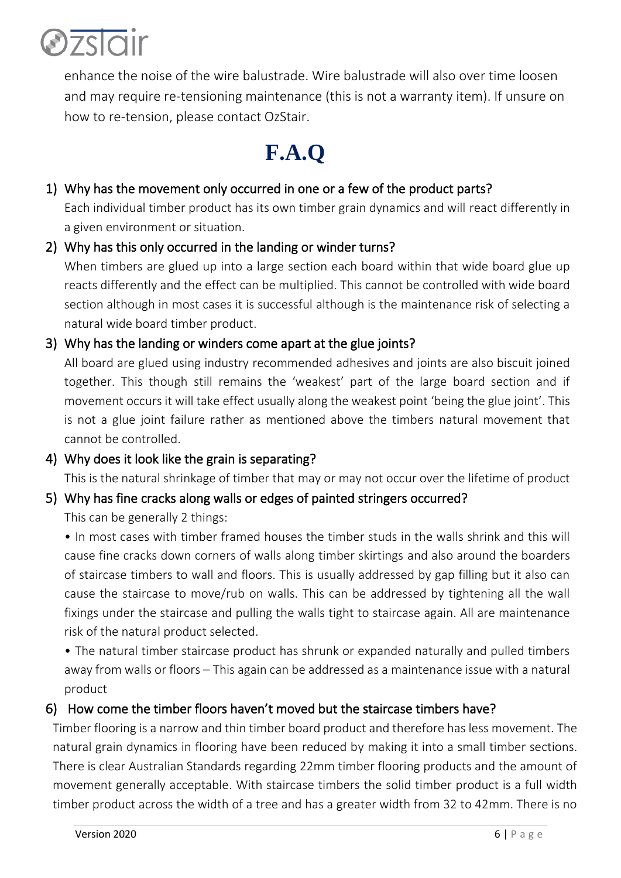enhance the noise of the wire balustrade. Wire balustrade will also over time loosen and may require re-tensioning maintenance (this is not a warranty item). If unsure on how to re-tension, please contact OzStair.

# F.A.Q

1) **Why has the movement only occurred in one or a few of the product parts?**

   Each individual timber product has its own timber grain dynamics and will react differently in a given environment or situation.

2) **Why has this only occurred in the landing or winder turns?**

   When timbers are glued up into a large section each board within that wide board glue up reacts differently and the effect can be multiplied. This cannot be controlled with wide board section although in most cases it is successful although is the maintenance risk of selecting a natural wide board timber product.

3) **Why has the landing or winders come apart at the glue joints?**

   All board are glued using industry recommended adhesives and joints are also biscuit joined together. This though still remains the 'weakest' part of the large board section and if movement occurs it will take effect usually along the weakest point 'being the glue joint'. This is not a glue joint failure rather as mentioned above the timbers natural movement that cannot be controlled.

4) **Why does it look like the grain is separating?**

   This is the natural shrinkage of timber that may or may not occur over the lifetime of product

5) **Why has fine cracks along walls or edges of painted stringers occurred?**

   This can be generally 2 things:

   • In most cases with timber framed houses the timber studs in the walls shrink and this will cause fine cracks down corners of walls along timber skirtings and also around the boarders of staircase timbers to wall and floors. This is usually addressed by gap filling but it also can cause the staircase to move/rub on walls. This can be addressed by tightening all the wall fixings under the staircase and pulling the walls tight to staircase again. All are maintenance risk of the natural product selected.

   • The natural timber staircase product has shrunk or expanded naturally and pulled timbers away from walls or floors – This again can be addressed as a maintenance issue with a natural product

6) **How come the timber floors haven't moved but the staircase timbers have?**

   Timber flooring is a narrow and thin timber board product and therefore has less movement. The natural grain dynamics in flooring have been reduced by making it into a small timber sections. There is clear Australian Standards regarding 22mm timber flooring products and the amount of movement generally acceptable. With staircase timbers the solid timber product is a full width timber product across the width of a tree and has a greater width from 32 to 42mm. There is no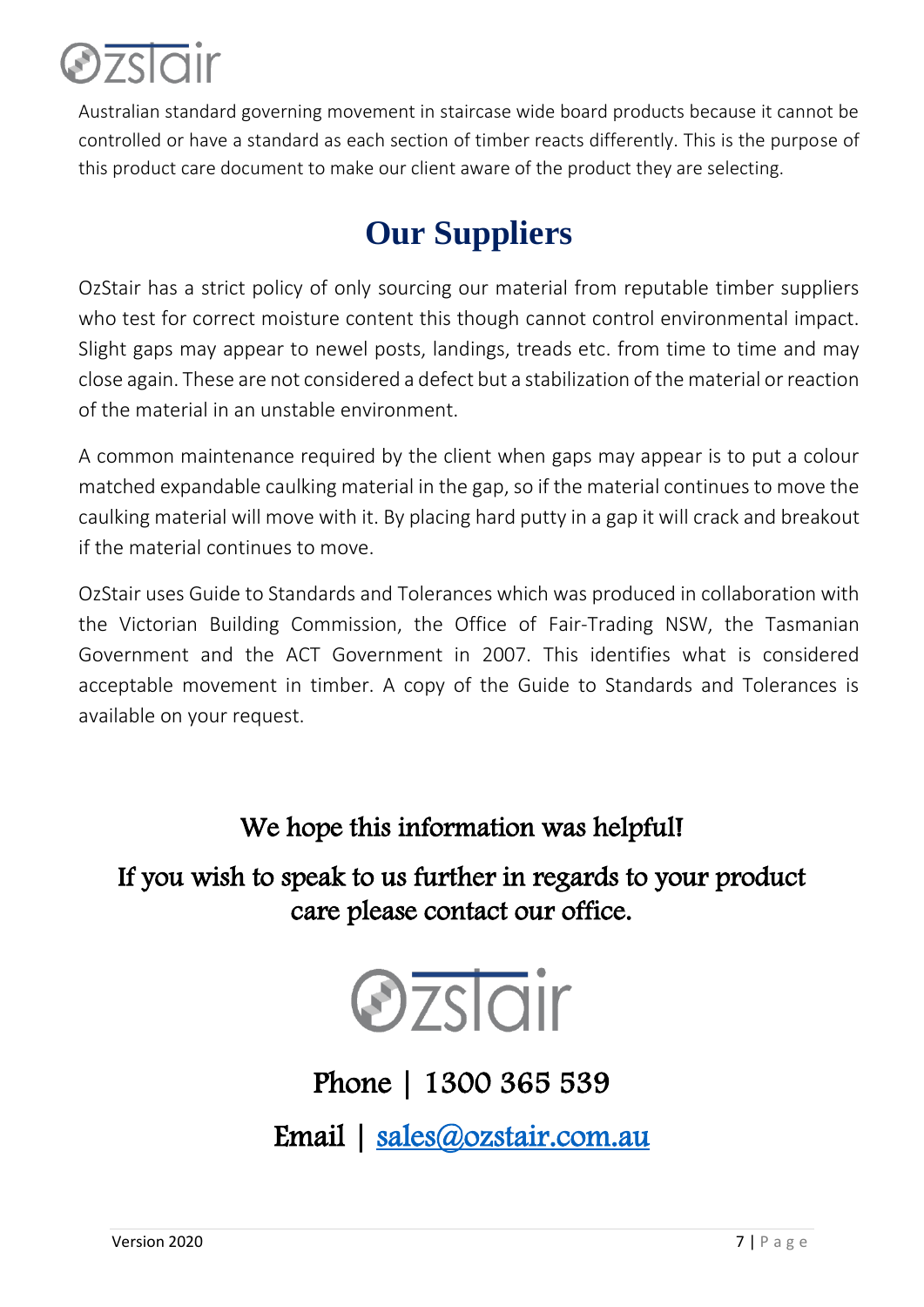Australian standard governing movement in staircase wide board products because it cannot be controlled or have a standard as each section of timber reacts differently. This is the purpose of this product care document to make our client aware of the product they are selecting.

## Our Suppliers

OzStair has a strict policy of only sourcing our material from reputable timber suppliers who test for correct moisture content this though cannot control environmental impact. Slight gaps may appear to newel posts, landings, treads etc. from time to time and may close again. These are not considered a defect but a stabilization of the material or reaction of the material in an unstable environment.

A common maintenance required by the client when gaps may appear is to put a colour matched expandable caulking material in the gap, so if the material continues to move the caulking material will move with it. By placing hard putty in a gap it will crack and breakout if the material continues to move.

OzStair uses Guide to Standards and Tolerances which was produced in collaboration with the Victorian Building Commission, the Office of Fair-Trading NSW, the Tasmanian Government and the ACT Government in 2007. This identifies what is considered acceptable movement in timber. A copy of the Guide to Standards and Tolerances is available on your request.

We hope this information was helpful!

If you wish to speak to us further in regards to your product care please contact our office.

Phone | 1300 365 539

Email | sales@ozstair.com.au